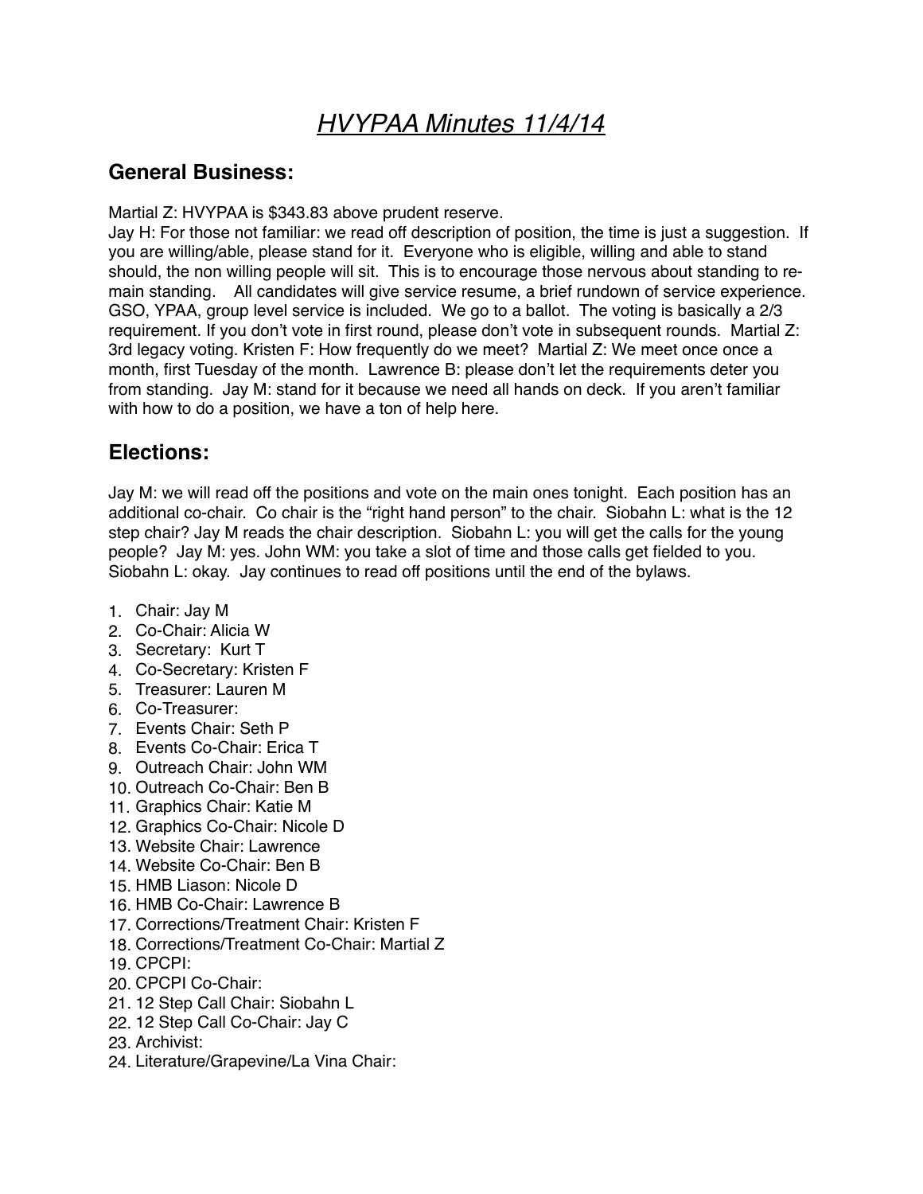# *HVYPAA Minutes 11/4/14*

## General Business:

Martial Z: HVYPAA is $343.83 above prudent reserve.
Jay H: For those not familiar: we read off description of position, the time is just a suggestion. If you are willing/able, please stand for it. Everyone who is eligible, willing and able to stand should, the non willing people will sit. This is to encourage those nervous about standing to remain standing. All candidates will give service resume, a brief rundown of service experience. GSO, YPAA, group level service is included. We go to a ballot. The voting is basically a 2/3 requirement. If you don't vote in first round, please don't vote in subsequent rounds. Martial Z: 3rd legacy voting. Kristen F: How frequently do we meet? Martial Z: We meet once once a month, first Tuesday of the month. Lawrence B: please don't let the requirements deter you from standing. Jay M: stand for it because we need all hands on deck. If you aren't familiar with how to do a position, we have a ton of help here.

## Elections:

Jay M: we will read off the positions and vote on the main ones tonight. Each position has an additional co-chair. Co chair is the "right hand person" to the chair. Siobahn L: what is the 12 step chair? Jay M reads the chair description. Siobahn L: you will get the calls for the young people? Jay M: yes. John WM: you take a slot of time and those calls get fielded to you. Siobahn L: okay. Jay continues to read off positions until the end of the bylaws.

1. Chair: Jay M
2. Co-Chair: Alicia W
3. Secretary: Kurt T
4. Co-Secretary: Kristen F
5. Treasurer: Lauren M
6. Co-Treasurer:
7. Events Chair: Seth P
8. Events Co-Chair: Erica T
9. Outreach Chair: John WM
10. Outreach Co-Chair: Ben B
11. Graphics Chair: Katie M
12. Graphics Co-Chair: Nicole D
13. Website Chair: Lawrence
14. Website Co-Chair: Ben B
15. HMB Liason: Nicole D
16. HMB Co-Chair: Lawrence B
17. Corrections/Treatment Chair: Kristen F
18. Corrections/Treatment Co-Chair: Martial Z
19. CPCPI:
20. CPCPI Co-Chair:
21. 12 Step Call Chair: Siobahn L
22. 12 Step Call Co-Chair: Jay C
23. Archivist:
24. Literature/Grapevine/La Vina Chair: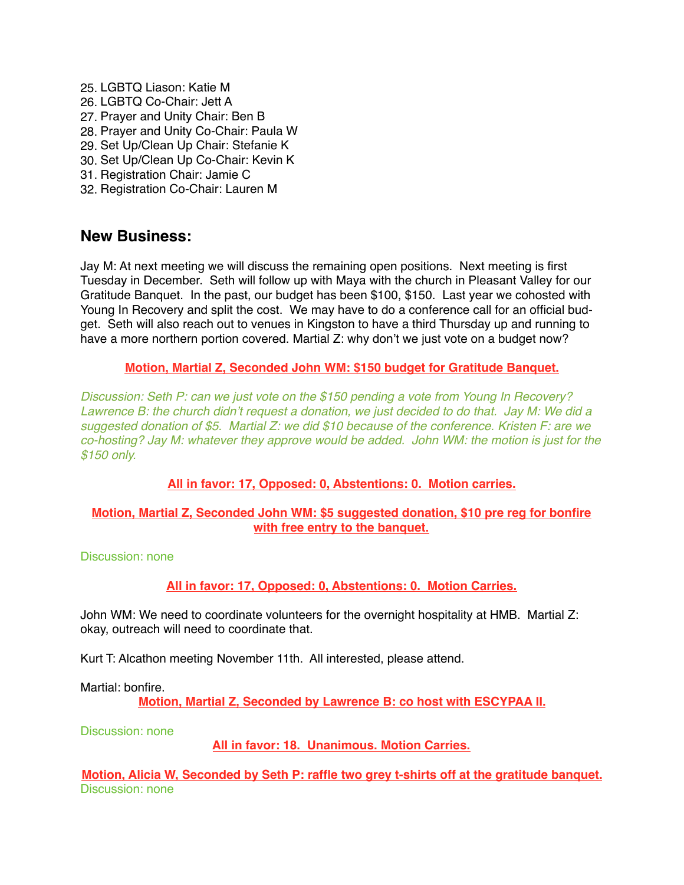25. LGBTQ Liason: Katie M
26. LGBTQ Co-Chair: Jett A
27. Prayer and Unity Chair: Ben B
28. Prayer and Unity Co-Chair: Paula W
29. Set Up/Clean Up Chair: Stefanie K
30. Set Up/Clean Up Co-Chair: Kevin K
31. Registration Chair: Jamie C
32. Registration Co-Chair: Lauren M

## New Business:

Jay M: At next meeting we will discuss the remaining open positions. Next meeting is first Tuesday in December. Seth will follow up with Maya with the church in Pleasant Valley for our Gratitude Banquet. In the past, our budget has been $100, $150. Last year we cohosted with Young In Recovery and split the cost. We may have to do a conference call for an official budget. Seth will also reach out to venues in Kingston to have a third Thursday up and running to have a more northern portion covered. Martial Z: why don't we just vote on a budget now?

**Motion, Martial Z, Seconded John WM: $150 budget for Gratitude Banquet.**

*Discussion: Seth P: can we just vote on the $150 pending a vote from Young In Recovery? Lawrence B: the church didn't request a donation, we just decided to do that. Jay M: We did a suggested donation of $5. Martial Z: we did $10 because of the conference. Kristen F: are we co-hosting? Jay M: whatever they approve would be added. John WM: the motion is just for the $150 only.*

**All in favor: 17, Opposed: 0, Abstentions: 0. Motion carries.**

**Motion, Martial Z, Seconded John WM: $5 suggested donation, $10 pre reg for bonfire with free entry to the banquet.**

Discussion: none

**All in favor: 17, Opposed: 0, Abstentions: 0. Motion Carries.**

John WM: We need to coordinate volunteers for the overnight hospitality at HMB. Martial Z: okay, outreach will need to coordinate that.

Kurt T: Alcathon meeting November 11th. All interested, please attend.

Martial: bonfire.

**Motion, Martial Z, Seconded by Lawrence B: co host with ESCYPAA II.**

Discussion: none

**All in favor: 18. Unanimous. Motion Carries.**

**Motion, Alicia W, Seconded by Seth P: raffle two grey t-shirts off at the gratitude banquet.**

Discussion: none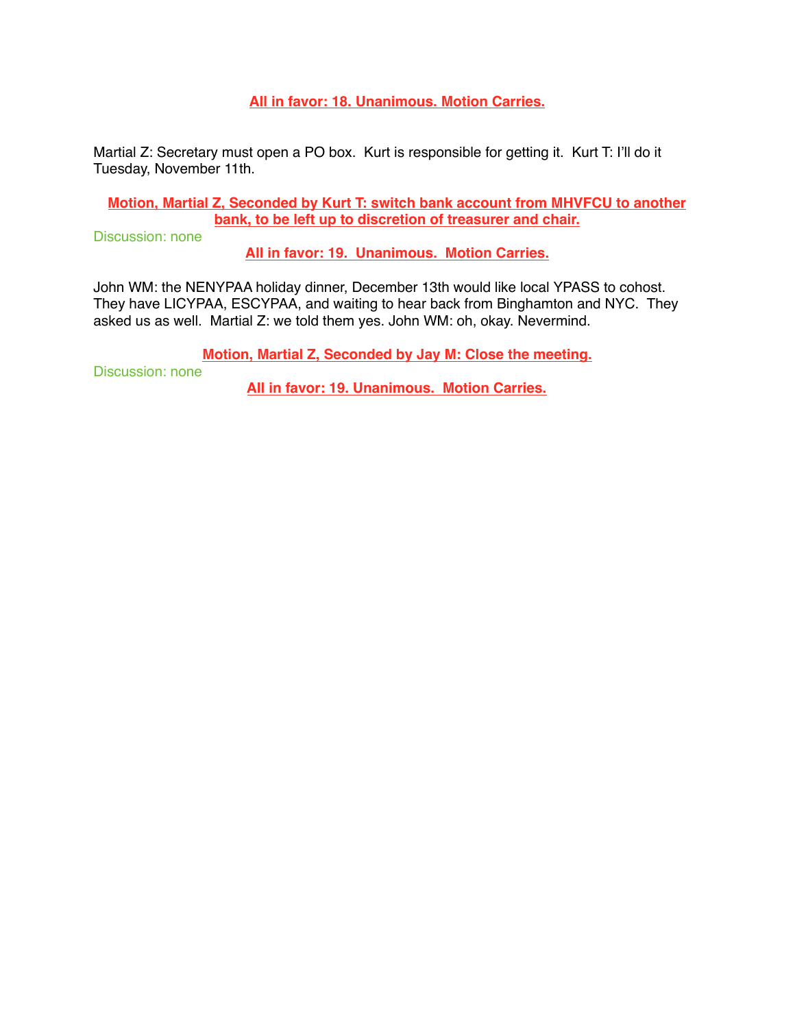**All in favor: 18. Unanimous. Motion Carries.**

Martial Z: Secretary must open a PO box. Kurt is responsible for getting it. Kurt T: I'll do it Tuesday, November 11th.

**Motion, Martial Z, Seconded by Kurt T: switch bank account from MHVFCU to another bank, to be left up to discretion of treasurer and chair.**

Discussion: none

**All in favor: 19. Unanimous. Motion Carries.**

John WM: the NENYPAA holiday dinner, December 13th would like local YPASS to cohost. They have LICYPAA, ESCYPAA, and waiting to hear back from Binghamton and NYC. They asked us as well. Martial Z: we told them yes. John WM: oh, okay. Nevermind.

**Motion, Martial Z, Seconded by Jay M: Close the meeting.**

Discussion: none

**All in favor: 19. Unanimous. Motion Carries.**